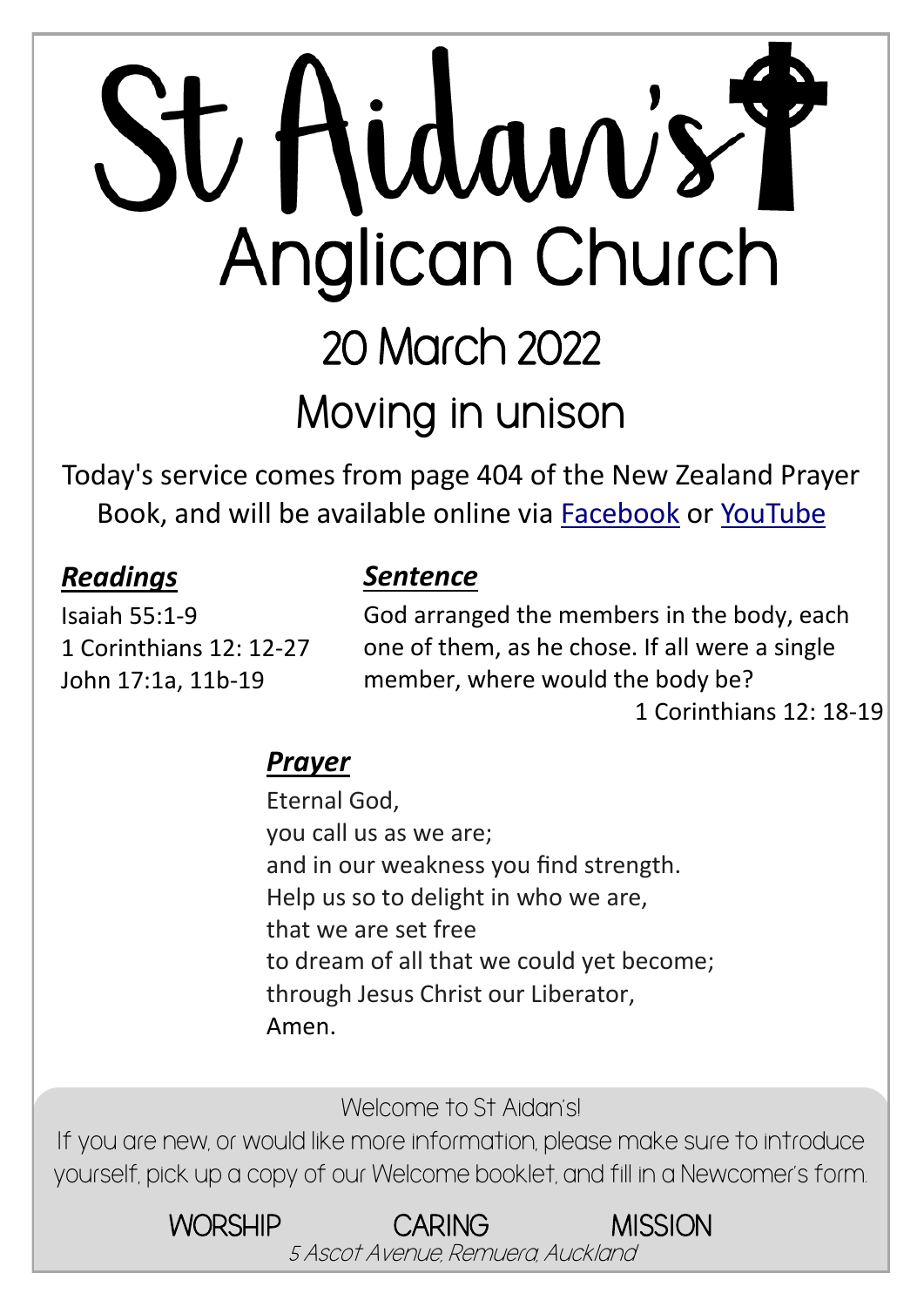# St Aidan's Anglican Church

## 20 March 2022

## Moving in unison

Today's service comes from page 404 of the New Zealand Prayer Book, and will be available online via Facebook or YouTube

### ***Readings***

Isaiah 55:1-9
1 Corinthians 12: 12-27
John 17:1a, 11b-19

### ***Sentence***

God arranged the members in the body, each one of them, as he chose. If all were a single member, where would the body be?

1 Corinthians 12: 18-19

### ***Prayer***

Eternal God,
you call us as we are;
and in our weakness you find strength.
Help us so to delight in who we are,
that we are set free
to dream of all that we could yet become;
through Jesus Christ our Liberator,
Amen.

Welcome to St Aidan's!

If you are new, or would like more information, please make sure to introduce yourself, pick up a copy of our Welcome booklet, and fill in a Newcomer's form.

WORSHIP CARING MISSION

*5 Ascot Avenue, Remuera, Auckland*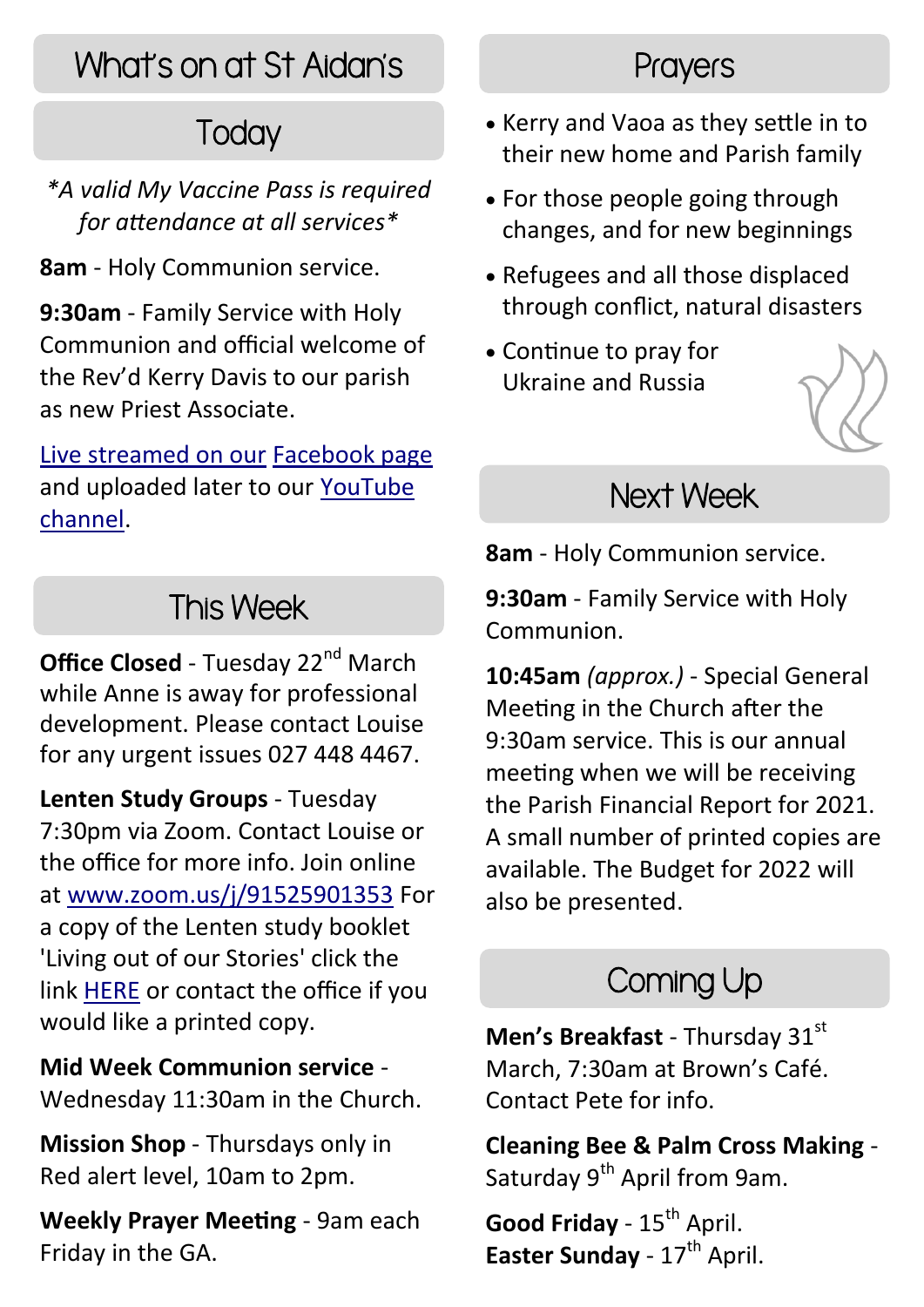# What's on at St Aidan's

## Today

*\*A valid My Vaccine Pass is required for attendance at all services\**

**8am** - Holy Communion service.

**9:30am** - Family Service with Holy Communion and official welcome of the Rev'd Kerry Davis to our parish as new Priest Associate.

Live streamed on our Facebook page and uploaded later to our YouTube channel.

## This Week

**Office Closed** - Tuesday 22nd March while Anne is away for professional development. Please contact Louise for any urgent issues 027 448 4467.

**Lenten Study Groups** - Tuesday 7:30pm via Zoom. Contact Louise or the office for more info. Join online at www.zoom.us/j/91525901353 For a copy of the Lenten study booklet 'Living out of our Stories' click the link HERE or contact the office if you would like a printed copy.

**Mid Week Communion service** - Wednesday 11:30am in the Church.

**Mission Shop** - Thursdays only in Red alert level, 10am to 2pm.

**Weekly Prayer Meeting** - 9am each Friday in the GA.

## Prayers

- Kerry and Vaoa as they settle in to their new home and Parish family
- For those people going through changes, and for new beginnings
- Refugees and all those displaced through conflict, natural disasters
- Continue to pray for Ukraine and Russia

## Next Week

**8am** - Holy Communion service.

**9:30am** - Family Service with Holy Communion.

**10:45am** *(approx.)* - Special General Meeting in the Church after the 9:30am service. This is our annual meeting when we will be receiving the Parish Financial Report for 2021. A small number of printed copies are available. The Budget for 2022 will also be presented.

## Coming Up

**Men's Breakfast** - Thursday 31st March, 7:30am at Brown's Café. Contact Pete for info.

**Cleaning Bee & Palm Cross Making** - Saturday 9th April from 9am.

**Good Friday** - 15th April.
**Easter Sunday** - 17th April.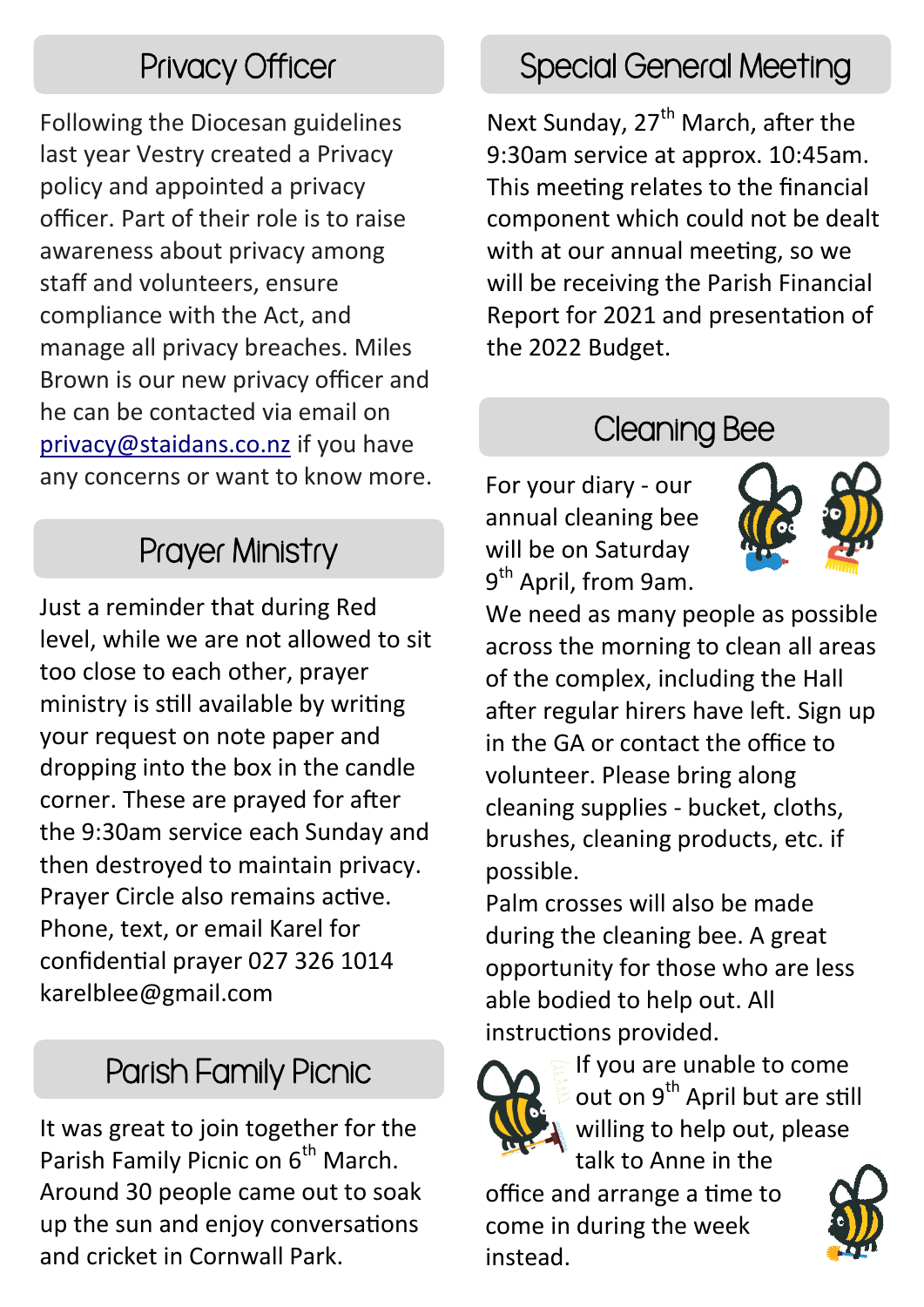## Privacy Officer

Following the Diocesan guidelines last year Vestry created a Privacy policy and appointed a privacy officer. Part of their role is to raise awareness about privacy among staff and volunteers, ensure compliance with the Act, and manage all privacy breaches. Miles Brown is our new privacy officer and he can be contacted via email on privacy@staidans.co.nz if you have any concerns or want to know more.

## Prayer Ministry

Just a reminder that during Red level, while we are not allowed to sit too close to each other, prayer ministry is still available by writing your request on note paper and dropping into the box in the candle corner. These are prayed for after the 9:30am service each Sunday and then destroyed to maintain privacy. Prayer Circle also remains active. Phone, text, or email Karel for confidential prayer 027 326 1014 karelblee@gmail.com

## Parish Family Picnic

It was great to join together for the Parish Family Picnic on 6th March. Around 30 people came out to soak up the sun and enjoy conversations and cricket in Cornwall Park.

## Special General Meeting

Next Sunday, 27th March, after the 9:30am service at approx. 10:45am. This meeting relates to the financial component which could not be dealt with at our annual meeting, so we will be receiving the Parish Financial Report for 2021 and presentation of the 2022 Budget.

## Cleaning Bee

For your diary - our annual cleaning bee will be on Saturday 9th April, from 9am. We need as many people as possible across the morning to clean all areas of the complex, including the Hall after regular hirers have left. Sign up in the GA or contact the office to volunteer. Please bring along cleaning supplies - bucket, cloths, brushes, cleaning products, etc. if possible.

Palm crosses will also be made during the cleaning bee. A great opportunity for those who are less able bodied to help out. All instructions provided.

If you are unable to come out on 9th April but are still willing to help out, please talk to Anne in the office and arrange a time to come in during the week instead.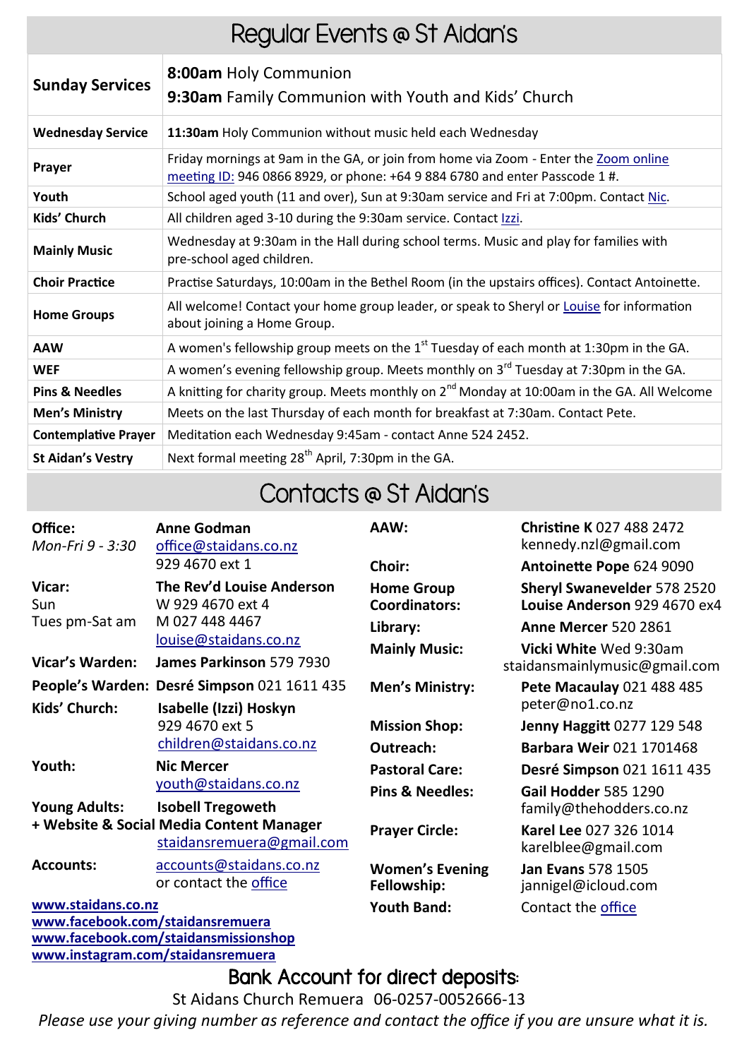# Regular Events @ St Aidan's

| | |
|---|---|
| **Sunday Services** | **8:00am** Holy Communion<br>**9:30am** Family Communion with Youth and Kids' Church |
| **Wednesday Service** | **11:30am** Holy Communion without music held each Wednesday |
| **Prayer** | Friday mornings at 9am in the GA, or join from home via Zoom - Enter the Zoom online meeting ID: 946 0866 8929, or phone: +64 9 884 6780 and enter Passcode 1 #. |
| **Youth** | School aged youth (11 and over), Sun at 9:30am service and Fri at 7:00pm. Contact Nic. |
| **Kids' Church** | All children aged 3-10 during the 9:30am service. Contact Izzi. |
| **Mainly Music** | Wednesday at 9:30am in the Hall during school terms. Music and play for families with pre-school aged children. |
| **Choir Practice** | Practise Saturdays, 10:00am in the Bethel Room (in the upstairs offices). Contact Antoinette. |
| **Home Groups** | All welcome! Contact your home group leader, or speak to Sheryl or Louise for information about joining a Home Group. |
| **AAW** | A women's fellowship group meets on the 1st Tuesday of each month at 1:30pm in the GA. |
| **WEF** | A women's evening fellowship group. Meets monthly on 3rd Tuesday at 7:30pm in the GA. |
| **Pins & Needles** | A knitting for charity group. Meets monthly on 2nd Monday at 10:00am in the GA. All Welcome |
| **Men's Ministry** | Meets on the last Thursday of each month for breakfast at 7:30am. Contact Pete. |
| **Contemplative Prayer** | Meditation each Wednesday 9:45am - contact Anne 524 2452. |
| **St Aidan's Vestry** | Next formal meeting 28th April, 7:30pm in the GA. |

# Contacts @ St Aidan's

**Office:** *Mon-Fri 9 - 3:30* — **Anne Godman** office@staidans.co.nz 929 4670 ext 1

**Vicar:** Sun, Tues pm-Sat am — **The Rev'd Louise Anderson** W 929 4670 ext 4, M 027 448 4467, louise@staidans.co.nz

**Vicar's Warden:** **James Parkinson** 579 7930

**People's Warden:** **Desré Simpson** 021 1611 435

**Kids' Church:** **Isabelle (Izzi) Hoskyn** 929 4670 ext 5, children@staidans.co.nz

**Youth:** **Nic Mercer** youth@staidans.co.nz

**Young Adults:** **Isobell Tregoweth**
**+ Website & Social Media Content Manager** staidansremuera@gmail.com

**Accounts:** accounts@staidans.co.nz or contact the office

**www.staidans.co.nz**
**www.facebook.com/staidansremuera**
**www.facebook.com/staidansmissionshop**
**www.instagram.com/staidansremuera**

**AAW:** **Christine K** 027 488 2472 kennedy.nzl@gmail.com

**Choir:** **Antoinette Pope** 624 9090

**Home Group Coordinators:** **Sheryl Swanevelder** 578 2520, **Louise Anderson** 929 4670 ex4

**Library:** **Anne Mercer** 520 2861

**Mainly Music:** **Vicki White** Wed 9:30am staidansmainlymusic@gmail.com

**Men's Ministry:** **Pete Macaulay** 021 488 485 peter@no1.co.nz

**Mission Shop:** **Jenny Haggitt** 0277 129 548

**Outreach:** **Barbara Weir** 021 1701468

**Pastoral Care:** **Desré Simpson** 021 1611 435

**Pins & Needles:** **Gail Hodder** 585 1290 family@thehodders.co.nz

**Prayer Circle:** **Karel Lee** 027 326 1014 karelblee@gmail.com

**Women's Evening Fellowship:** **Jan Evans** 578 1505 jannigel@icloud.com

**Youth Band:** Contact the office

## Bank Account for direct deposits:

St Aidans Church Remuera 06-0257-0052666-13

*Please use your giving number as reference and contact the office if you are unsure what it is.*